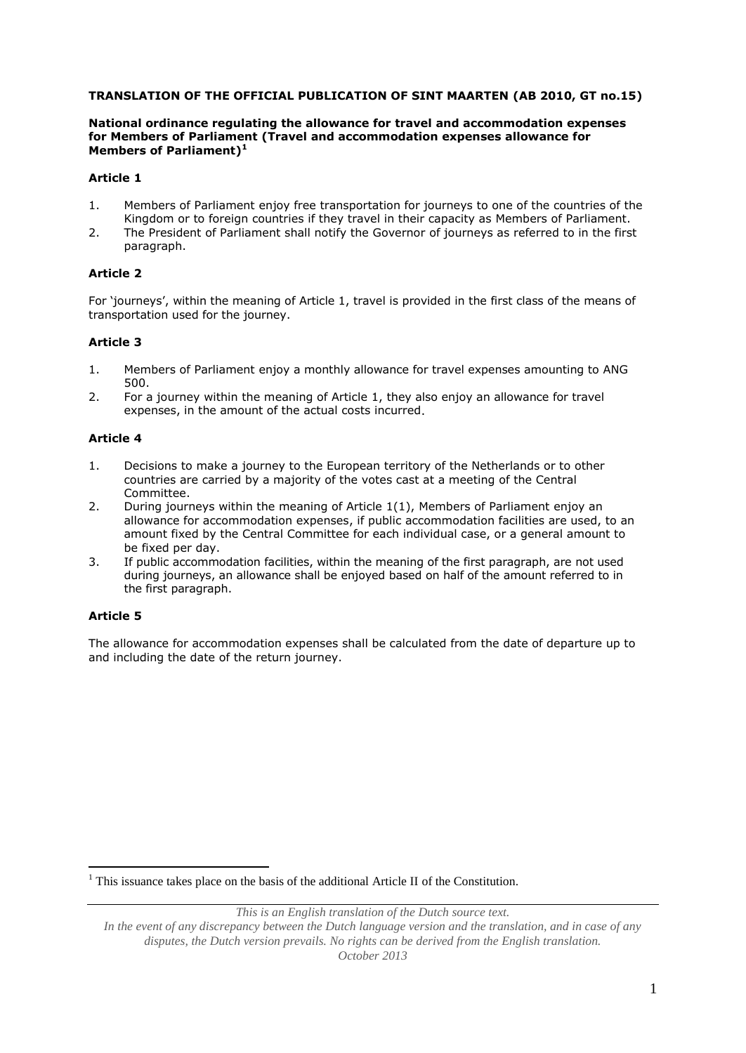**TRANSLATION OF THE OFFICIAL PUBLICATION OF SINT MAARTEN (AB 2010, GT no.15)**

**National ordinance regulating the allowance for travel and accommodation expenses for Members of Parliament (Travel and accommodation expenses allowance for Members of Parliament)[1]**

### Article 1

1. Members of Parliament enjoy free transportation for journeys to one of the countries of the Kingdom or to foreign countries if they travel in their capacity as Members of Parliament.
2. The President of Parliament shall notify the Governor of journeys as referred to in the first paragraph.

### Article 2

For 'journeys', within the meaning of Article 1, travel is provided in the first class of the means of transportation used for the journey.

### Article 3

1. Members of Parliament enjoy a monthly allowance for travel expenses amounting to ANG 500.
2. For a journey within the meaning of Article 1, they also enjoy an allowance for travel expenses, in the amount of the actual costs incurred.

### Article 4

1. Decisions to make a journey to the European territory of the Netherlands or to other countries are carried by a majority of the votes cast at a meeting of the Central Committee.
2. During journeys within the meaning of Article 1(1), Members of Parliament enjoy an allowance for accommodation expenses, if public accommodation facilities are used, to an amount fixed by the Central Committee for each individual case, or a general amount to be fixed per day.
3. If public accommodation facilities, within the meaning of the first paragraph, are not used during journeys, an allowance shall be enjoyed based on half of the amount referred to in the first paragraph.

### Article 5

The allowance for accommodation expenses shall be calculated from the date of departure up to and including the date of the return journey.

---

[1] This issuance takes place on the basis of the additional Article II of the Constitution.

*This is an English translation of the Dutch source text.*
*In the event of any discrepancy between the Dutch language version and the translation, and in case of any disputes, the Dutch version prevails. No rights can be derived from the English translation.*
*October 2013*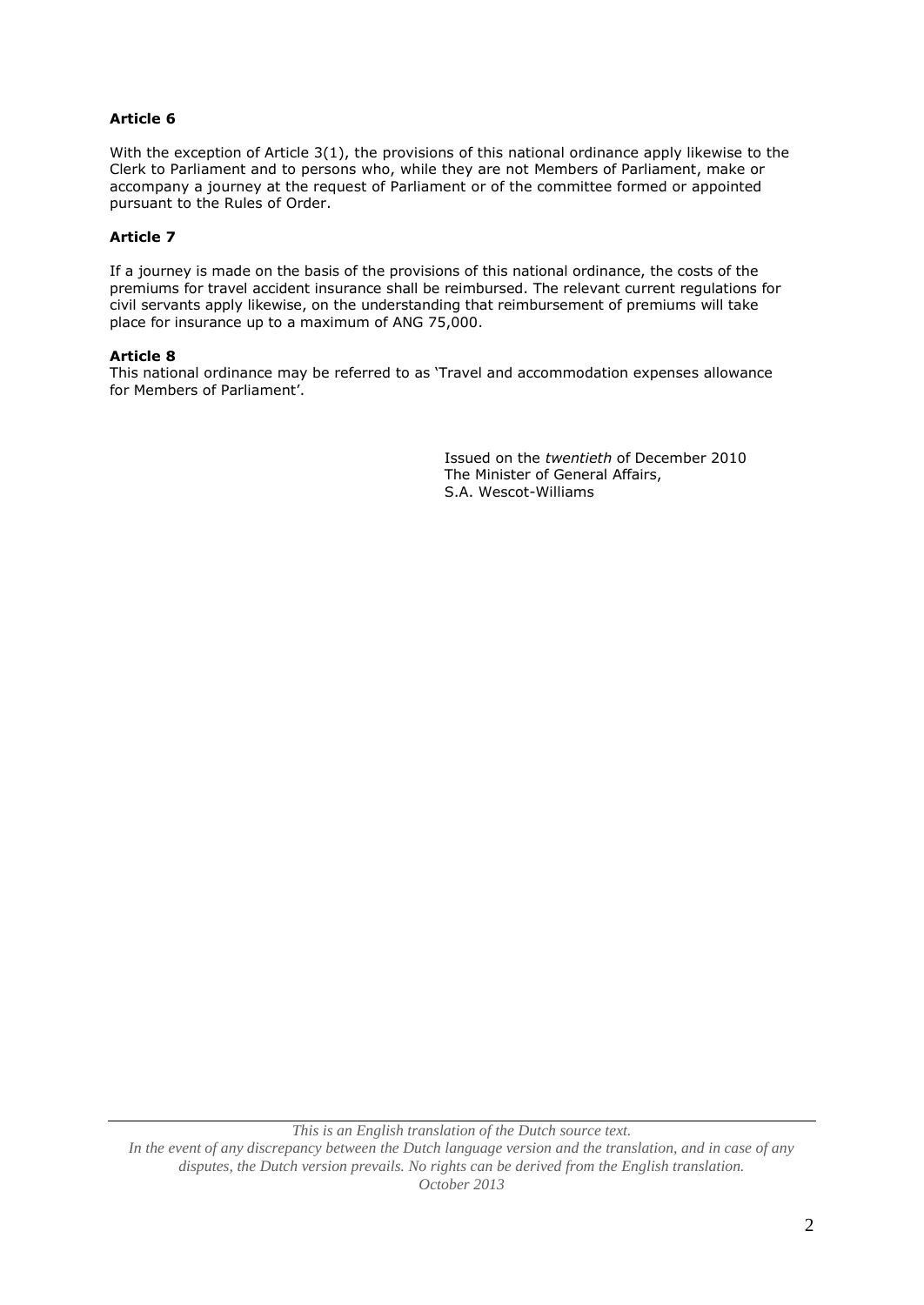**Article 6**

With the exception of Article 3(1), the provisions of this national ordinance apply likewise to the Clerk to Parliament and to persons who, while they are not Members of Parliament, make or accompany a journey at the request of Parliament or of the committee formed or appointed pursuant to the Rules of Order.

**Article 7**

If a journey is made on the basis of the provisions of this national ordinance, the costs of the premiums for travel accident insurance shall be reimbursed. The relevant current regulations for civil servants apply likewise, on the understanding that reimbursement of premiums will take place for insurance up to a maximum of ANG 75,000.

**Article 8**

This national ordinance may be referred to as 'Travel and accommodation expenses allowance for Members of Parliament'.

Issued on the *twentieth* of December 2010
The Minister of General Affairs,
S.A. Wescot-Williams

---

*This is an English translation of the Dutch source text.*
*In the event of any discrepancy between the Dutch language version and the translation, and in case of any disputes, the Dutch version prevails. No rights can be derived from the English translation.*
*October 2013*